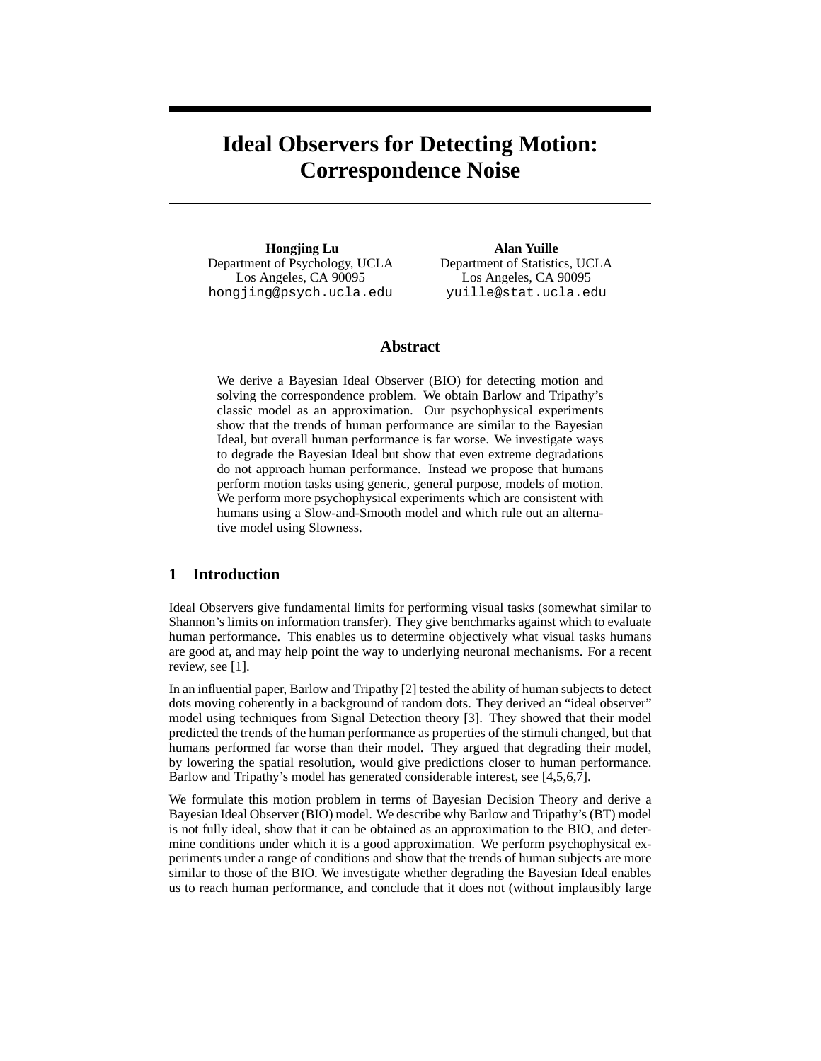# Ideal Observers for Detecting Motion: Correspondence Noise

**Hongjing Lu**
Department of Psychology, UCLA
Los Angeles, CA 90095
hongjing@psych.ucla.edu

**Alan Yuille**
Department of Statistics, UCLA
Los Angeles, CA 90095
yuille@stat.ucla.edu

## Abstract

We derive a Bayesian Ideal Observer (BIO) for detecting motion and solving the correspondence problem. We obtain Barlow and Tripathy's classic model as an approximation. Our psychophysical experiments show that the trends of human performance are similar to the Bayesian Ideal, but overall human performance is far worse. We investigate ways to degrade the Bayesian Ideal but show that even extreme degradations do not approach human performance. Instead we propose that humans perform motion tasks using generic, general purpose, models of motion. We perform more psychophysical experiments which are consistent with humans using a Slow-and-Smooth model and which rule out an alternative model using Slowness.

## 1 Introduction

Ideal Observers give fundamental limits for performing visual tasks (somewhat similar to Shannon's limits on information transfer). They give benchmarks against which to evaluate human performance. This enables us to determine objectively what visual tasks humans are good at, and may help point the way to underlying neuronal mechanisms. For a recent review, see [1].

In an influential paper, Barlow and Tripathy [2] tested the ability of human subjects to detect dots moving coherently in a background of random dots. They derived an "ideal observer" model using techniques from Signal Detection theory [3]. They showed that their model predicted the trends of the human performance as properties of the stimuli changed, but that humans performed far worse than their model. They argued that degrading their model, by lowering the spatial resolution, would give predictions closer to human performance. Barlow and Tripathy's model has generated considerable interest, see [4,5,6,7].

We formulate this motion problem in terms of Bayesian Decision Theory and derive a Bayesian Ideal Observer (BIO) model. We describe why Barlow and Tripathy's (BT) model is not fully ideal, show that it can be obtained as an approximation to the BIO, and determine conditions under which it is a good approximation. We perform psychophysical experiments under a range of conditions and show that the trends of human subjects are more similar to those of the BIO. We investigate whether degrading the Bayesian Ideal enables us to reach human performance, and conclude that it does not (without implausibly large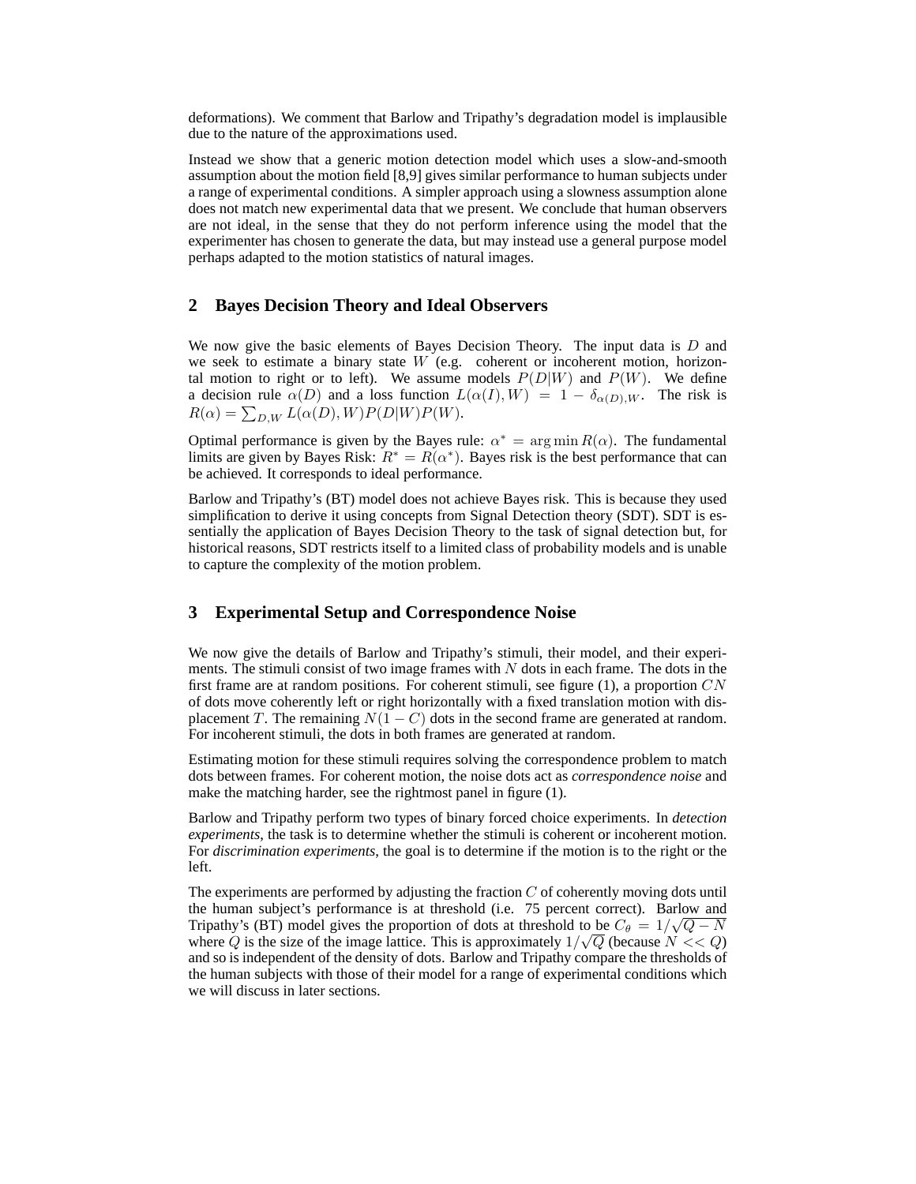deformations). We comment that Barlow and Tripathy's degradation model is implausible due to the nature of the approximations used.

Instead we show that a generic motion detection model which uses a slow-and-smooth assumption about the motion field [8,9] gives similar performance to human subjects under a range of experimental conditions. A simpler approach using a slowness assumption alone does not match new experimental data that we present. We conclude that human observers are not ideal, in the sense that they do not perform inference using the model that the experimenter has chosen to generate the data, but may instead use a general purpose model perhaps adapted to the motion statistics of natural images.

## 2 Bayes Decision Theory and Ideal Observers

We now give the basic elements of Bayes Decision Theory. The input data is $D$ and we seek to estimate a binary state $W$ (e.g. coherent or incoherent motion, horizontal motion to right or to left). We assume models $P(D|W)$ and $P(W)$. We define a decision rule $\alpha(D)$ and a loss function $L(\alpha(I), W) = 1 - \delta_{\alpha(D),W}$. The risk is $R(\alpha) = \sum_{D,W} L(\alpha(D), W)P(D|W)P(W)$.

Optimal performance is given by the Bayes rule: $\alpha^* = \arg\min R(\alpha)$. The fundamental limits are given by Bayes Risk: $R^* = R(\alpha^*)$. Bayes risk is the best performance that can be achieved. It corresponds to ideal performance.

Barlow and Tripathy's (BT) model does not achieve Bayes risk. This is because they used simplification to derive it using concepts from Signal Detection theory (SDT). SDT is essentially the application of Bayes Decision Theory to the task of signal detection but, for historical reasons, SDT restricts itself to a limited class of probability models and is unable to capture the complexity of the motion problem.

## 3 Experimental Setup and Correspondence Noise

We now give the details of Barlow and Tripathy's stimuli, their model, and their experiments. The stimuli consist of two image frames with $N$ dots in each frame. The dots in the first frame are at random positions. For coherent stimuli, see figure (1), a proportion $CN$ of dots move coherently left or right horizontally with a fixed translation motion with displacement $T$. The remaining $N(1-C)$ dots in the second frame are generated at random. For incoherent stimuli, the dots in both frames are generated at random.

Estimating motion for these stimuli requires solving the correspondence problem to match dots between frames. For coherent motion, the noise dots act as *correspondence noise* and make the matching harder, see the rightmost panel in figure (1).

Barlow and Tripathy perform two types of binary forced choice experiments. In *detection experiments*, the task is to determine whether the stimuli is coherent or incoherent motion. For *discrimination experiments*, the goal is to determine if the motion is to the right or the left.

The experiments are performed by adjusting the fraction $C$ of coherently moving dots until the human subject's performance is at threshold (i.e. 75 percent correct). Barlow and Tripathy's (BT) model gives the proportion of dots at threshold to be $C_\theta = 1/\sqrt{Q-N}$ where $Q$ is the size of the image lattice. This is approximately $1/\sqrt{Q}$ (because $N << Q$) and so is independent of the density of dots. Barlow and Tripathy compare the thresholds of the human subjects with those of their model for a range of experimental conditions which we will discuss in later sections.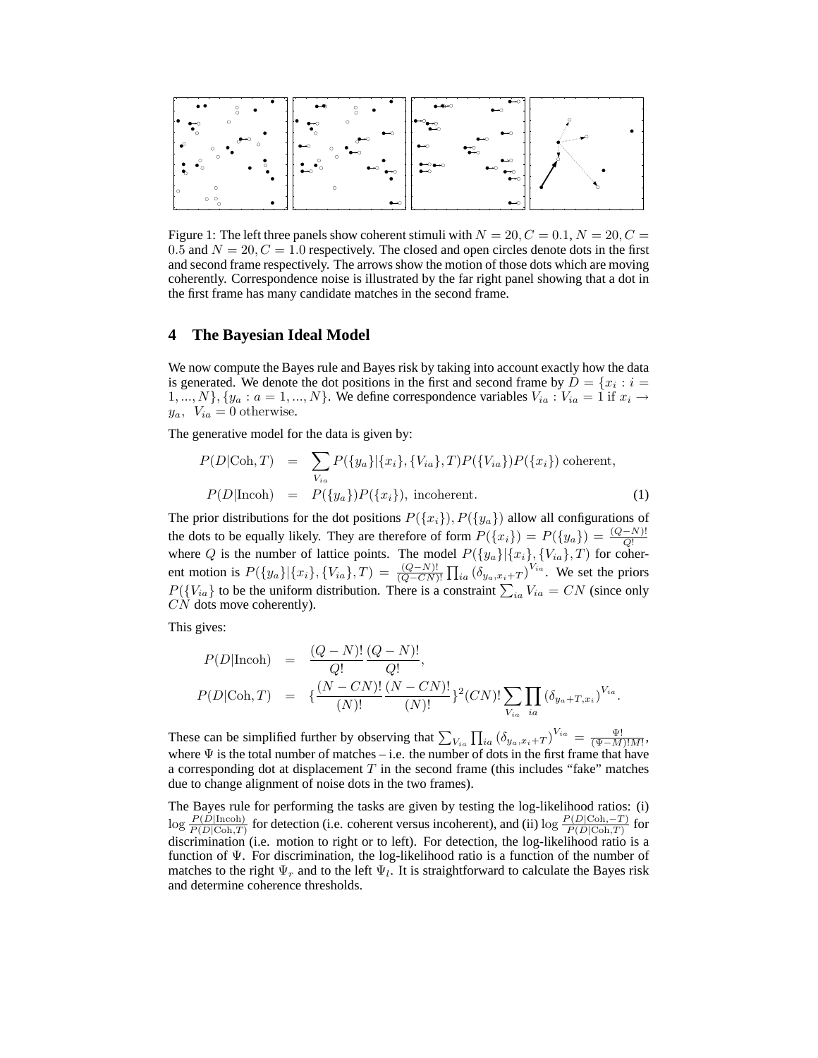Figure 1: The left three panels show coherent stimuli with $N = 20, C = 0.1$, $N = 20, C = 0.5$ and $N = 20, C = 1.0$ respectively. The closed and open circles denote dots in the first and second frame respectively. The arrows show the motion of those dots which are moving coherently. Correspondence noise is illustrated by the far right panel showing that a dot in the first frame has many candidate matches in the second frame.

## 4 The Bayesian Ideal Model

We now compute the Bayes rule and Bayes risk by taking into account exactly how the data is generated. We denote the dot positions in the first and second frame by $D = \{x_i : i = 1, ..., N\}, \{y_a : a = 1, ..., N\}$. We define correspondence variables $V_{ia} : V_{ia} = 1$ if $x_i \to y_a$, $V_{ia} = 0$ otherwise.

The generative model for the data is given by:

$$
\begin{aligned}
P(D|\text{Coh}, T) &= \sum_{V_{ia}} P(\{y_a\}|\{x_i\}, \{V_{ia}\}, T) P(\{V_{ia}\}) P(\{x_i\}) \text{ coherent}, \\
P(D|\text{Incoh}) &= P(\{y_a\}) P(\{x_i\}), \text{ incoherent}. \qquad (1)
\end{aligned}
$$

The prior distributions for the dot positions $P(\{x_i\}), P(\{y_a\})$ allow all configurations of the dots to be equally likely. They are therefore of form $P(\{x_i\}) = P(\{y_a\}) = \frac{(Q-N)!}{Q!}$ where $Q$ is the number of lattice points. The model $P(\{y_a\}|\{x_i\}, \{V_{ia}\}, T)$ for coherent motion is $P(\{y_a\}|\{x_i\}, \{V_{ia}\}, T) = \frac{(Q-N)!}{(Q-CN)!} \prod_{ia} (\delta_{y_a, x_i + T})^{V_{ia}}$. We set the priors $P(\{V_{ia}\}$ to be the uniform distribution. There is a constraint $\sum_{ia} V_{ia} = CN$ (since only $CN$ dots move coherently).

This gives:

$$
\begin{aligned}
P(D|\text{Incoh}) &= \frac{(Q-N)!}{Q!} \frac{(Q-N)!}{Q!}, \\
P(D|\text{Coh}, T) &= \{\frac{(N-CN)!}{(N)!} \frac{(N-CN)!}{(N)!}\}^2 (CN)! \sum_{V_{ia}} \prod_{ia} (\delta_{y_a + T, x_i})^{V_{ia}}.
\end{aligned}
$$

These can be simplified further by observing that $\sum_{V_{ia}} \prod_{ia} (\delta_{y_a, x_i + T})^{V_{ia}} = \frac{\Psi!}{(\Psi - M)! M!}$, where $\Psi$ is the total number of matches – i.e. the number of dots in the first frame that have a corresponding dot at displacement $T$ in the second frame (this includes "fake" matches due to change alignment of noise dots in the two frames).

The Bayes rule for performing the tasks are given by testing the log-likelihood ratios: (i) $\log \frac{P(D|\text{Incoh})}{P(D|\text{Coh}, T)}$ for detection (i.e. coherent versus incoherent), and (ii) $\log \frac{P(D|\text{Coh}, -T)}{P(D|\text{Coh}, T)}$ for discrimination (i.e. motion to right or to left). For detection, the log-likelihood ratio is a function of $\Psi$. For discrimination, the log-likelihood ratio is a function of the number of matches to the right $\Psi_r$ and to the left $\Psi_l$. It is straightforward to calculate the Bayes risk and determine coherence thresholds.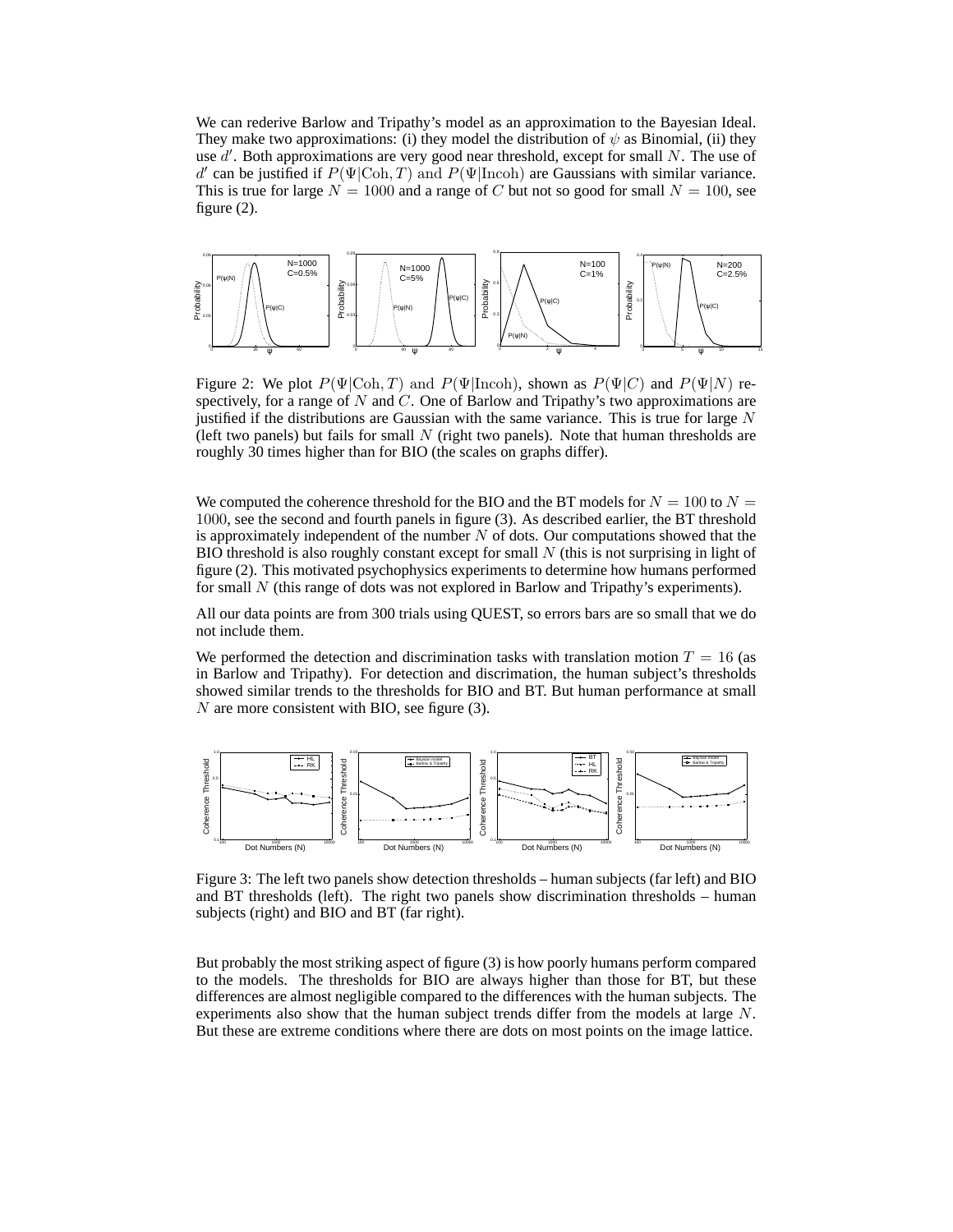We can rederive Barlow and Tripathy's model as an approximation to the Bayesian Ideal. They make two approximations: (i) they model the distribution of $\psi$ as Binomial, (ii) they use $d'$. Both approximations are very good near threshold, except for small $N$. The use of $d'$ can be justified if $P(\Psi|\mathrm{Coh}, T)$ and $P(\Psi|\mathrm{Incoh})$ are Gaussians with similar variance. This is true for large $N = 1000$ and a range of $C$ but not so good for small $N = 100$, see figure (2).

Figure 2: We plot $P(\Psi|\mathrm{Coh}, T)$ and $P(\Psi|\mathrm{Incoh})$, shown as $P(\Psi|C)$ and $P(\Psi|N)$ respectively, for a range of $N$ and $C$. One of Barlow and Tripathy's two approximations are justified if the distributions are Gaussian with the same variance. This is true for large $N$ (left two panels) but fails for small $N$ (right two panels). Note that human thresholds are roughly 30 times higher than for BIO (the scales on graphs differ).

We computed the coherence threshold for the BIO and the BT models for $N = 100$ to $N = 1000$, see the second and fourth panels in figure (3). As described earlier, the BT threshold is approximately independent of the number $N$ of dots. Our computations showed that the BIO threshold is also roughly constant except for small $N$ (this is not surprising in light of figure (2). This motivated psychophysics experiments to determine how humans performed for small $N$ (this range of dots was not explored in Barlow and Tripathy's experiments).

All our data points are from 300 trials using QUEST, so errors bars are so small that we do not include them.

We performed the detection and discrimination tasks with translation motion $T = 16$ (as in Barlow and Tripathy). For detection and discrimination, the human subject's thresholds showed similar trends to the thresholds for BIO and BT. But human performance at small $N$ are more consistent with BIO, see figure (3).

Figure 3: The left two panels show detection thresholds – human subjects (far left) and BIO and BT thresholds (left). The right two panels show discrimination thresholds – human subjects (right) and BIO and BT (far right).

But probably the most striking aspect of figure (3) is how poorly humans perform compared to the models. The thresholds for BIO are always higher than those for BT, but these differences are almost negligible compared to the differences with the human subjects. The experiments also show that the human subject trends differ from the models at large $N$. But these are extreme conditions where there are dots on most points on the image lattice.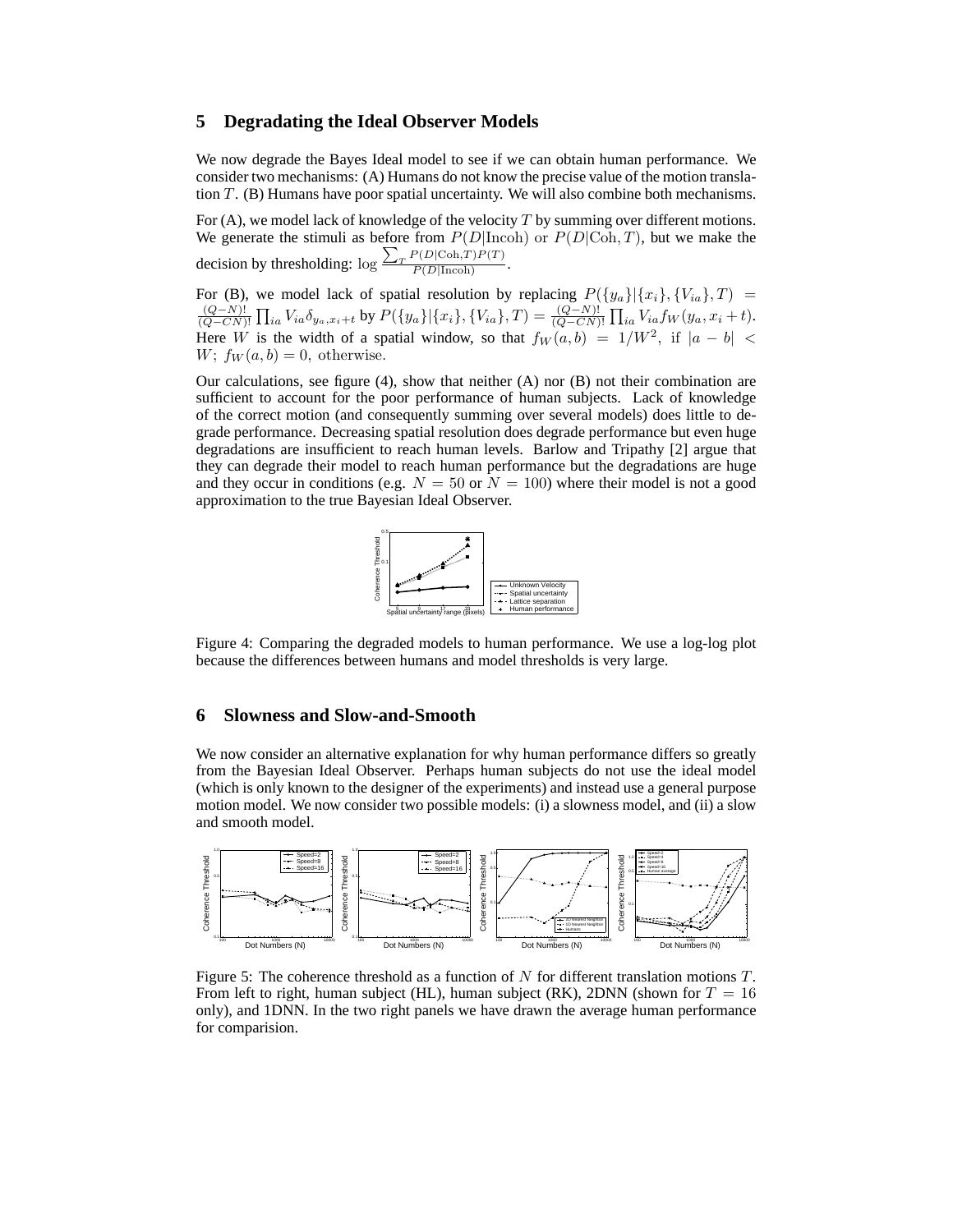## 5 Degradating the Ideal Observer Models

We now degrade the Bayes Ideal model to see if we can obtain human performance. We consider two mechanisms: (A) Humans do not know the precise value of the motion translation $T$. (B) Humans have poor spatial uncertainty. We will also combine both mechanisms.

For (A), we model lack of knowledge of the velocity $T$ by summing over different motions. We generate the stimuli as before from $P(D|\text{Incoh})$ or $P(D|\text{Coh}, T)$, but we make the decision by thresholding: $\log \frac{\sum_T P(D|\text{Coh},T)P(T)}{P(D|\text{Incoh})}$.

For (B), we model lack of spatial resolution by replacing $P(\{y_a\}|\{x_i\}, \{V_{ia}\}, T) = \frac{(Q-N)!}{(Q-CN)!} \prod_{ia} V_{ia} \delta_{y_a, x_i+t}$ by $P(\{y_a\}|\{x_i\}, \{V_{ia}\}, T) = \frac{(Q-N)!}{(Q-CN)!} \prod_{ia} V_{ia} f_W(y_a, x_i + t)$. Here $W$ is the width of a spatial window, so that $f_W(a, b) = 1/W^2$, if $|a - b| < W$; $f_W(a, b) = 0$, otherwise.

Our calculations, see figure (4), show that neither (A) nor (B) not their combination are sufficient to account for the poor performance of human subjects. Lack of knowledge of the correct motion (and consequently summing over several models) does little to degrade performance. Decreasing spatial resolution does degrade performance but even huge degradations are insufficient to reach human levels. Barlow and Tripathy [2] argue that they can degrade their model to reach human performance but the degradations are huge and they occur in conditions (e.g. $N = 50$ or $N = 100$) where their model is not a good approximation to the true Bayesian Ideal Observer.

Figure 4: Comparing the degraded models to human performance. We use a log-log plot because the differences between humans and model thresholds is very large.

## 6 Slowness and Slow-and-Smooth

We now consider an alternative explanation for why human performance differs so greatly from the Bayesian Ideal Observer. Perhaps human subjects do not use the ideal model (which is only known to the designer of the experiments) and instead use a general purpose motion model. We now consider two possible models: (i) a slowness model, and (ii) a slow and smooth model.

Figure 5: The coherence threshold as a function of $N$ for different translation motions $T$. From left to right, human subject (HL), human subject (RK), 2DNN (shown for $T = 16$ only), and 1DNN. In the two right panels we have drawn the average human performance for comparision.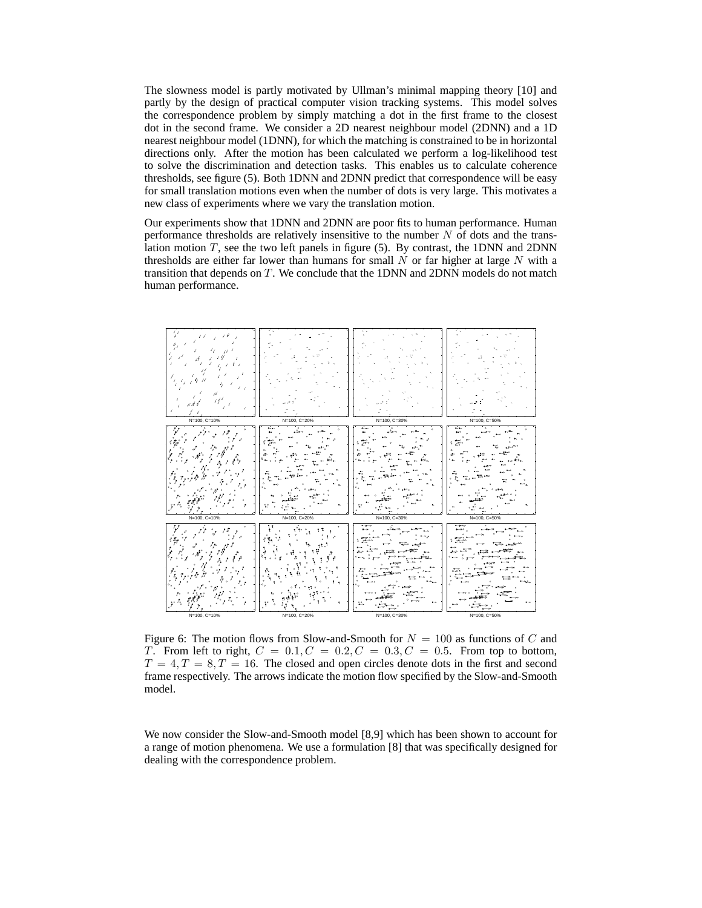The slowness model is partly motivated by Ullman's minimal mapping theory [10] and partly by the design of practical computer vision tracking systems. This model solves the correspondence problem by simply matching a dot in the first frame to the closest dot in the second frame. We consider a 2D nearest neighbour model (2DNN) and a 1D nearest neighbour model (1DNN), for which the matching is constrained to be in horizontal directions only. After the motion has been calculated we perform a log-likelihood test to solve the discrimination and detection tasks. This enables us to calculate coherence thresholds, see figure (5). Both 1DNN and 2DNN predict that correspondence will be easy for small translation motions even when the number of dots is very large. This motivates a new class of experiments where we vary the translation motion.

Our experiments show that 1DNN and 2DNN are poor fits to human performance. Human performance thresholds are relatively insensitive to the number $N$ of dots and the translation motion $T$, see the two left panels in figure (5). By contrast, the 1DNN and 2DNN thresholds are either far lower than humans for small $N$ or far higher at large $N$ with a transition that depends on $T$. We conclude that the 1DNN and 2DNN models do not match human performance.

Figure 6: The motion flows from Slow-and-Smooth for $N = 100$ as functions of $C$ and $T$. From left to right, $C = 0.1, C = 0.2, C = 0.3, C = 0.5$. From top to bottom, $T = 4, T = 8, T = 16$. The closed and open circles denote dots in the first and second frame respectively. The arrows indicate the motion flow specified by the Slow-and-Smooth model.

We now consider the Slow-and-Smooth model [8,9] which has been shown to account for a range of motion phenomena. We use a formulation [8] that was specifically designed for dealing with the correspondence problem.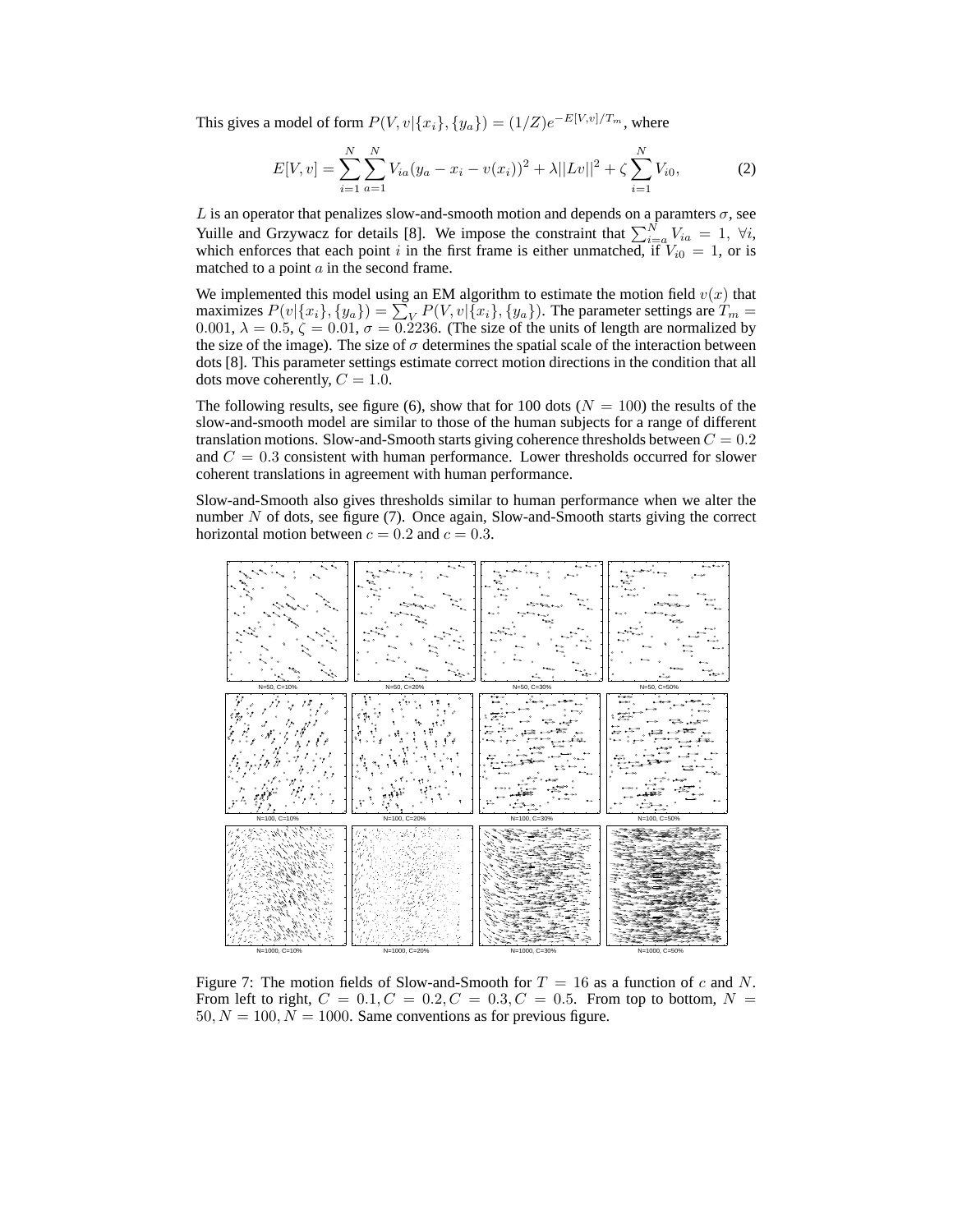This gives a model of form $P(V, v|\{x_i\}, \{y_a\}) = (1/Z)e^{-E[V,v]/T_m}$, where

$$E[V, v] = \sum_{i=1}^{N} \sum_{a=1}^{N} V_{ia}(y_a - x_i - v(x_i))^2 + \lambda ||Lv||^2 + \zeta \sum_{i=1}^{N} V_{i0}, \tag{2}$$

$L$ is an operator that penalizes slow-and-smooth motion and depends on a paramters $\sigma$, see Yuille and Grzywacz for details [8]. We impose the constraint that $\sum_{i=a}^{N} V_{ia} = 1, \ \forall i$, which enforces that each point $i$ in the first frame is either unmatched, if $V_{i0} = 1$, or is matched to a point $a$ in the second frame.

We implemented this model using an EM algorithm to estimate the motion field $v(x)$ that maximizes $P(v|\{x_i\}, \{y_a\}) = \sum_V P(V, v|\{x_i\}, \{y_a\})$. The parameter settings are $T_m = 0.001$, $\lambda = 0.5$, $\zeta = 0.01$, $\sigma = 0.2236$. (The size of the units of length are normalized by the size of the image). The size of $\sigma$ determines the spatial scale of the interaction between dots [8]. This parameter settings estimate correct motion directions in the condition that all dots move coherently, $C = 1.0$.

The following results, see figure (6), show that for 100 dots ($N = 100$) the results of the slow-and-smooth model are similar to those of the human subjects for a range of different translation motions. Slow-and-Smooth starts giving coherence thresholds between $C = 0.2$ and $C = 0.3$ consistent with human performance. Lower thresholds occurred for slower coherent translations in agreement with human performance.

Slow-and-Smooth also gives thresholds similar to human performance when we alter the number $N$ of dots, see figure (7). Once again, Slow-and-Smooth starts giving the correct horizontal motion between $c = 0.2$ and $c = 0.3$.

Figure 7: The motion fields of Slow-and-Smooth for $T = 16$ as a function of $c$ and $N$. From left to right, $C = 0.1, C = 0.2, C = 0.3, C = 0.5$. From top to bottom, $N = 50, N = 100, N = 1000$. Same conventions as for previous figure.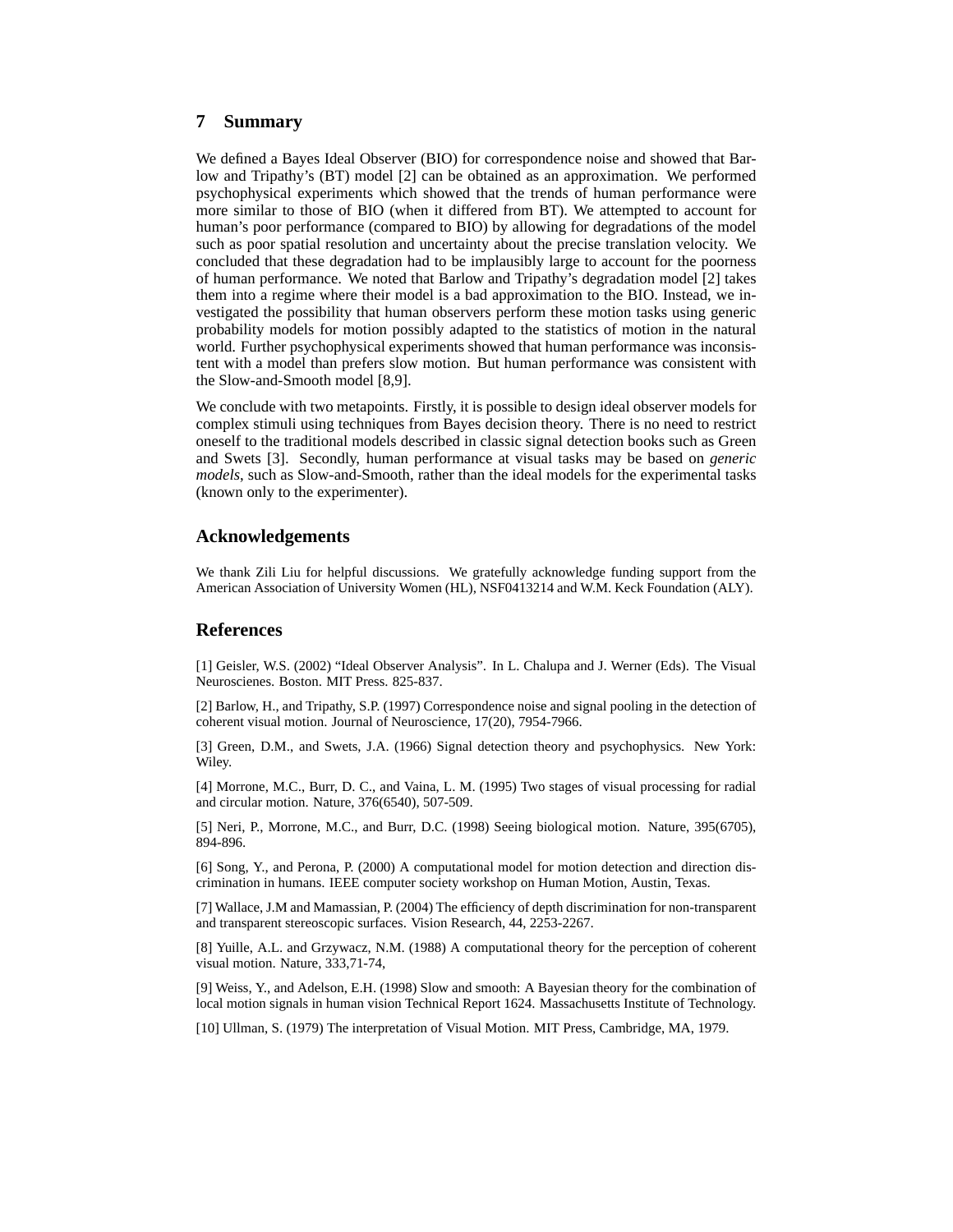## 7 Summary

We defined a Bayes Ideal Observer (BIO) for correspondence noise and showed that Barlow and Tripathy's (BT) model [2] can be obtained as an approximation. We performed psychophysical experiments which showed that the trends of human performance were more similar to those of BIO (when it differed from BT). We attempted to account for human's poor performance (compared to BIO) by allowing for degradations of the model such as poor spatial resolution and uncertainty about the precise translation velocity. We concluded that these degradation had to be implausibly large to account for the poorness of human performance. We noted that Barlow and Tripathy's degradation model [2] takes them into a regime where their model is a bad approximation to the BIO. Instead, we investigated the possibility that human observers perform these motion tasks using generic probability models for motion possibly adapted to the statistics of motion in the natural world. Further psychophysical experiments showed that human performance was inconsistent with a model than prefers slow motion. But human performance was consistent with the Slow-and-Smooth model [8,9].

We conclude with two metapoints. Firstly, it is possible to design ideal observer models for complex stimuli using techniques from Bayes decision theory. There is no need to restrict oneself to the traditional models described in classic signal detection books such as Green and Swets [3]. Secondly, human performance at visual tasks may be based on *generic models*, such as Slow-and-Smooth, rather than the ideal models for the experimental tasks (known only to the experimenter).

## Acknowledgements

We thank Zili Liu for helpful discussions. We gratefully acknowledge funding support from the American Association of University Women (HL), NSF0413214 and W.M. Keck Foundation (ALY).

## References

[1] Geisler, W.S. (2002) "Ideal Observer Analysis". In L. Chalupa and J. Werner (Eds). The Visual Neuroscienes. Boston. MIT Press. 825-837.

[2] Barlow, H., and Tripathy, S.P. (1997) Correspondence noise and signal pooling in the detection of coherent visual motion. Journal of Neuroscience, 17(20), 7954-7966.

[3] Green, D.M., and Swets, J.A. (1966) Signal detection theory and psychophysics. New York: Wiley.

[4] Morrone, M.C., Burr, D. C., and Vaina, L. M. (1995) Two stages of visual processing for radial and circular motion. Nature, 376(6540), 507-509.

[5] Neri, P., Morrone, M.C., and Burr, D.C. (1998) Seeing biological motion. Nature, 395(6705), 894-896.

[6] Song, Y., and Perona, P. (2000) A computational model for motion detection and direction discrimination in humans. IEEE computer society workshop on Human Motion, Austin, Texas.

[7] Wallace, J.M and Mamassian, P. (2004) The efficiency of depth discrimination for non-transparent and transparent stereoscopic surfaces. Vision Research, 44, 2253-2267.

[8] Yuille, A.L. and Grzywacz, N.M. (1988) A computational theory for the perception of coherent visual motion. Nature, 333,71-74,

[9] Weiss, Y., and Adelson, E.H. (1998) Slow and smooth: A Bayesian theory for the combination of local motion signals in human vision Technical Report 1624. Massachusetts Institute of Technology.

[10] Ullman, S. (1979) The interpretation of Visual Motion. MIT Press, Cambridge, MA, 1979.